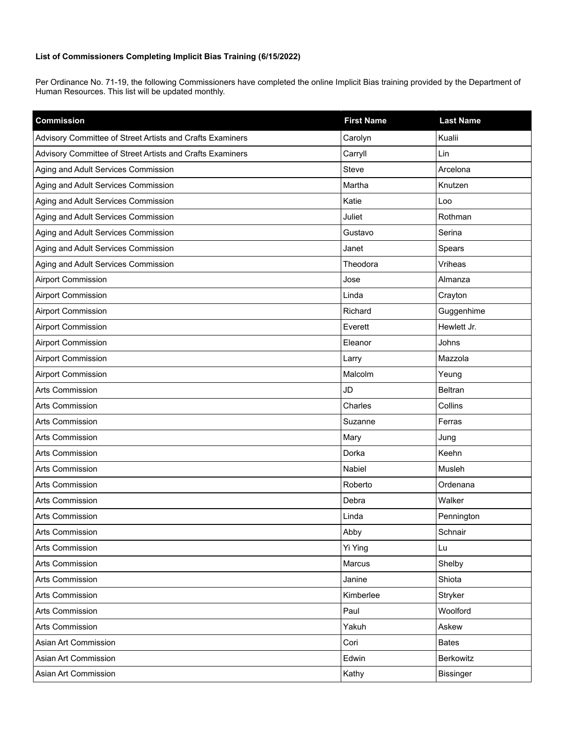**List of Commissioners Completing Implicit Bias Training (6/15/2022)**

Per Ordinance No. 71-19, the following Commissioners have completed the online Implicit Bias training provided by the Department of Human Resources. This list will be updated monthly.

| Commission | First Name | Last Name |
|---|---|---|
| Advisory Committee of Street Artists and Crafts Examiners | Carolyn | Kualii |
| Advisory Committee of Street Artists and Crafts Examiners | Carryll | Lin |
| Aging and Adult Services Commission | Steve | Arcelona |
| Aging and Adult Services Commission | Martha | Knutzen |
| Aging and Adult Services Commission | Katie | Loo |
| Aging and Adult Services Commission | Juliet | Rothman |
| Aging and Adult Services Commission | Gustavo | Serina |
| Aging and Adult Services Commission | Janet | Spears |
| Aging and Adult Services Commission | Theodora | Vriheas |
| Airport Commission | Jose | Almanza |
| Airport Commission | Linda | Crayton |
| Airport Commission | Richard | Guggenhime |
| Airport Commission | Everett | Hewlett Jr. |
| Airport Commission | Eleanor | Johns |
| Airport Commission | Larry | Mazzola |
| Airport Commission | Malcolm | Yeung |
| Arts Commission | JD | Beltran |
| Arts Commission | Charles | Collins |
| Arts Commission | Suzanne | Ferras |
| Arts Commission | Mary | Jung |
| Arts Commission | Dorka | Keehn |
| Arts Commission | Nabiel | Musleh |
| Arts Commission | Roberto | Ordenana |
| Arts Commission | Debra | Walker |
| Arts Commission | Linda | Pennington |
| Arts Commission | Abby | Schnair |
| Arts Commission | Yi Ying | Lu |
| Arts Commission | Marcus | Shelby |
| Arts Commission | Janine | Shiota |
| Arts Commission | Kimberlee | Stryker |
| Arts Commission | Paul | Woolford |
| Arts Commission | Yakuh | Askew |
| Asian Art Commission | Cori | Bates |
| Asian Art Commission | Edwin | Berkowitz |
| Asian Art Commission | Kathy | Bissinger |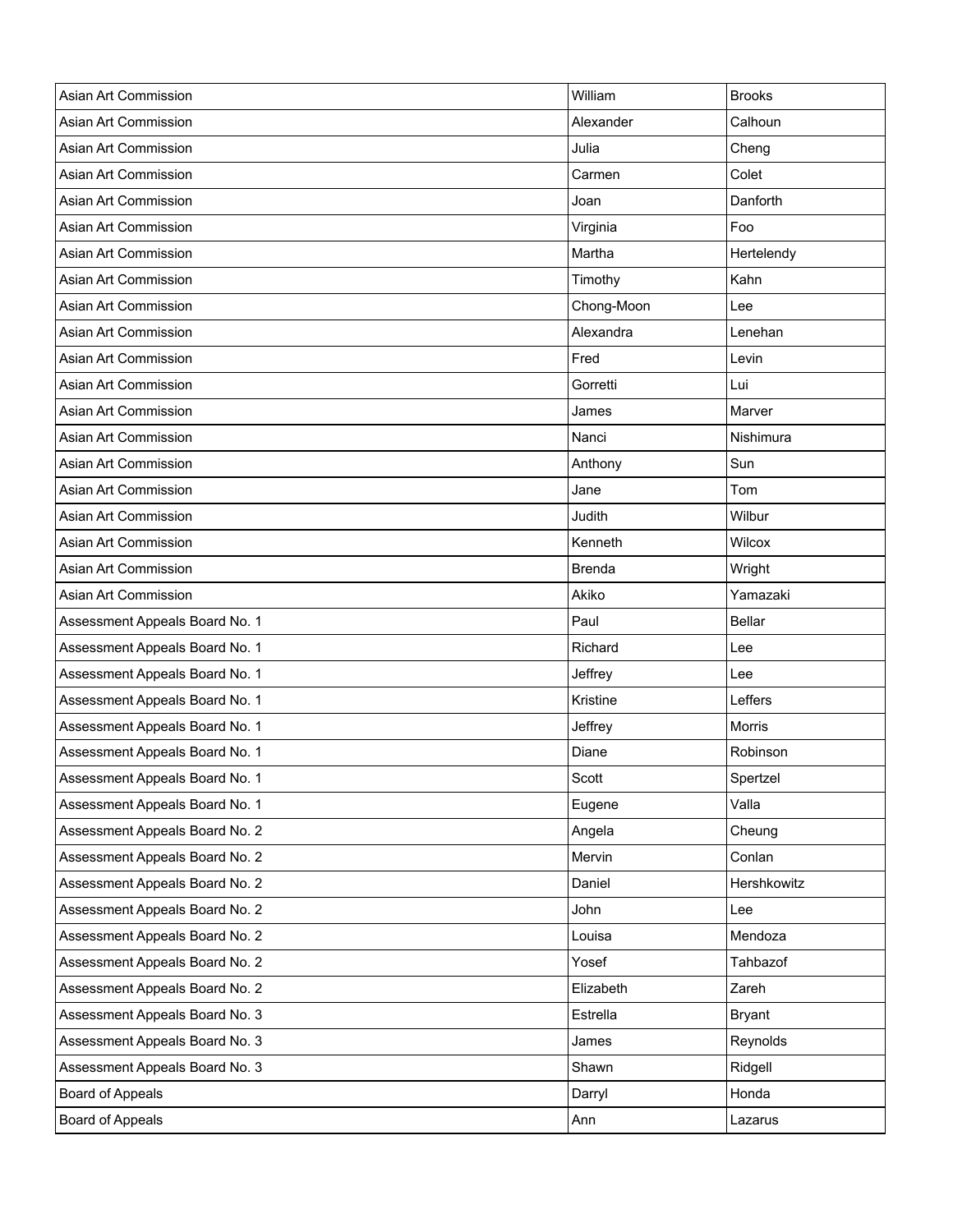| | | |
|---|---|---|
| Asian Art Commission | William | Brooks |
| Asian Art Commission | Alexander | Calhoun |
| Asian Art Commission | Julia | Cheng |
| Asian Art Commission | Carmen | Colet |
| Asian Art Commission | Joan | Danforth |
| Asian Art Commission | Virginia | Foo |
| Asian Art Commission | Martha | Hertelendy |
| Asian Art Commission | Timothy | Kahn |
| Asian Art Commission | Chong-Moon | Lee |
| Asian Art Commission | Alexandra | Lenehan |
| Asian Art Commission | Fred | Levin |
| Asian Art Commission | Gorretti | Lui |
| Asian Art Commission | James | Marver |
| Asian Art Commission | Nanci | Nishimura |
| Asian Art Commission | Anthony | Sun |
| Asian Art Commission | Jane | Tom |
| Asian Art Commission | Judith | Wilbur |
| Asian Art Commission | Kenneth | Wilcox |
| Asian Art Commission | Brenda | Wright |
| Asian Art Commission | Akiko | Yamazaki |
| Assessment Appeals Board No. 1 | Paul | Bellar |
| Assessment Appeals Board No. 1 | Richard | Lee |
| Assessment Appeals Board No. 1 | Jeffrey | Lee |
| Assessment Appeals Board No. 1 | Kristine | Leffers |
| Assessment Appeals Board No. 1 | Jeffrey | Morris |
| Assessment Appeals Board No. 1 | Diane | Robinson |
| Assessment Appeals Board No. 1 | Scott | Spertzel |
| Assessment Appeals Board No. 1 | Eugene | Valla |
| Assessment Appeals Board No. 2 | Angela | Cheung |
| Assessment Appeals Board No. 2 | Mervin | Conlan |
| Assessment Appeals Board No. 2 | Daniel | Hershkowitz |
| Assessment Appeals Board No. 2 | John | Lee |
| Assessment Appeals Board No. 2 | Louisa | Mendoza |
| Assessment Appeals Board No. 2 | Yosef | Tahbazof |
| Assessment Appeals Board No. 2 | Elizabeth | Zareh |
| Assessment Appeals Board No. 3 | Estrella | Bryant |
| Assessment Appeals Board No. 3 | James | Reynolds |
| Assessment Appeals Board No. 3 | Shawn | Ridgell |
| Board of Appeals | Darryl | Honda |
| Board of Appeals | Ann | Lazarus |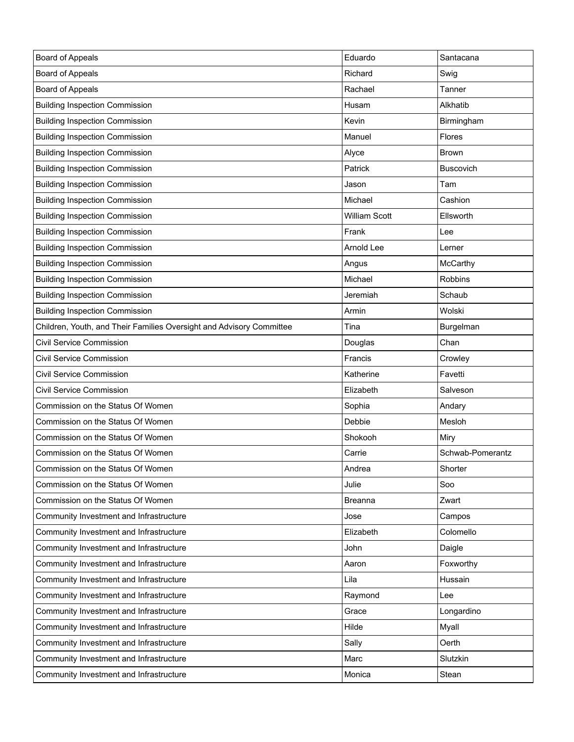| Board of Appeals | Eduardo | Santacana |
|---|---|---|
| Board of Appeals | Richard | Swig |
| Board of Appeals | Rachael | Tanner |
| Building Inspection Commission | Husam | Alkhatib |
| Building Inspection Commission | Kevin | Birmingham |
| Building Inspection Commission | Manuel | Flores |
| Building Inspection Commission | Alyce | Brown |
| Building Inspection Commission | Patrick | Buscovich |
| Building Inspection Commission | Jason | Tam |
| Building Inspection Commission | Michael | Cashion |
| Building Inspection Commission | William Scott | Ellsworth |
| Building Inspection Commission | Frank | Lee |
| Building Inspection Commission | Arnold Lee | Lerner |
| Building Inspection Commission | Angus | McCarthy |
| Building Inspection Commission | Michael | Robbins |
| Building Inspection Commission | Jeremiah | Schaub |
| Building Inspection Commission | Armin | Wolski |
| Children, Youth, and Their Families Oversight and Advisory Committee | Tina | Burgelman |
| Civil Service Commission | Douglas | Chan |
| Civil Service Commission | Francis | Crowley |
| Civil Service Commission | Katherine | Favetti |
| Civil Service Commission | Elizabeth | Salveson |
| Commission on the Status Of Women | Sophia | Andary |
| Commission on the Status Of Women | Debbie | Mesloh |
| Commission on the Status Of Women | Shokooh | Miry |
| Commission on the Status Of Women | Carrie | Schwab-Pomerantz |
| Commission on the Status Of Women | Andrea | Shorter |
| Commission on the Status Of Women | Julie | Soo |
| Commission on the Status Of Women | Breanna | Zwart |
| Community Investment and Infrastructure | Jose | Campos |
| Community Investment and Infrastructure | Elizabeth | Colomello |
| Community Investment and Infrastructure | John | Daigle |
| Community Investment and Infrastructure | Aaron | Foxworthy |
| Community Investment and Infrastructure | Lila | Hussain |
| Community Investment and Infrastructure | Raymond | Lee |
| Community Investment and Infrastructure | Grace | Longardino |
| Community Investment and Infrastructure | Hilde | Myall |
| Community Investment and Infrastructure | Sally | Oerth |
| Community Investment and Infrastructure | Marc | Slutzkin |
| Community Investment and Infrastructure | Monica | Stean |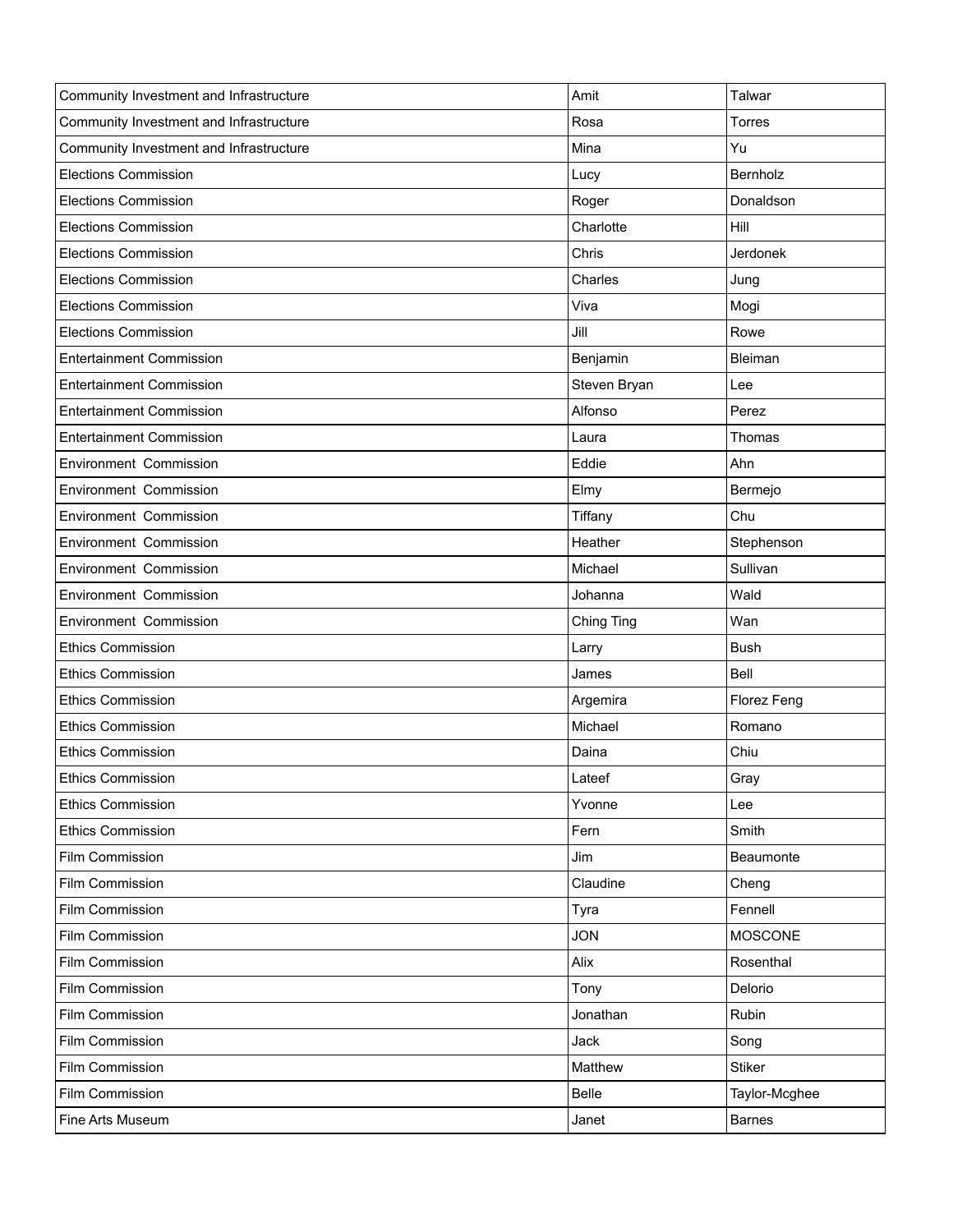| Community Investment and Infrastructure | Amit | Talwar |
|---|---|---|
| Community Investment and Infrastructure | Rosa | Torres |
| Community Investment and Infrastructure | Mina | Yu |
| Elections Commission | Lucy | Bernholz |
| Elections Commission | Roger | Donaldson |
| Elections Commission | Charlotte | Hill |
| Elections Commission | Chris | Jerdonek |
| Elections Commission | Charles | Jung |
| Elections Commission | Viva | Mogi |
| Elections Commission | Jill | Rowe |
| Entertainment Commission | Benjamin | Bleiman |
| Entertainment Commission | Steven Bryan | Lee |
| Entertainment Commission | Alfonso | Perez |
| Entertainment Commission | Laura | Thomas |
| Environment  Commission | Eddie | Ahn |
| Environment  Commission | Elmy | Bermejo |
| Environment  Commission | Tiffany | Chu |
| Environment  Commission | Heather | Stephenson |
| Environment  Commission | Michael | Sullivan |
| Environment  Commission | Johanna | Wald |
| Environment  Commission | Ching Ting | Wan |
| Ethics Commission | Larry | Bush |
| Ethics Commission | James | Bell |
| Ethics Commission | Argemira | Florez Feng |
| Ethics Commission | Michael | Romano |
| Ethics Commission | Daina | Chiu |
| Ethics Commission | Lateef | Gray |
| Ethics Commission | Yvonne | Lee |
| Ethics Commission | Fern | Smith |
| Film Commission | Jim | Beaumonte |
| Film Commission | Claudine | Cheng |
| Film Commission | Tyra | Fennell |
| Film Commission | JON | MOSCONE |
| Film Commission | Alix | Rosenthal |
| Film Commission | Tony | Delorio |
| Film Commission | Jonathan | Rubin |
| Film Commission | Jack | Song |
| Film Commission | Matthew | Stiker |
| Film Commission | Belle | Taylor-Mcghee |
| Fine Arts Museum | Janet | Barnes |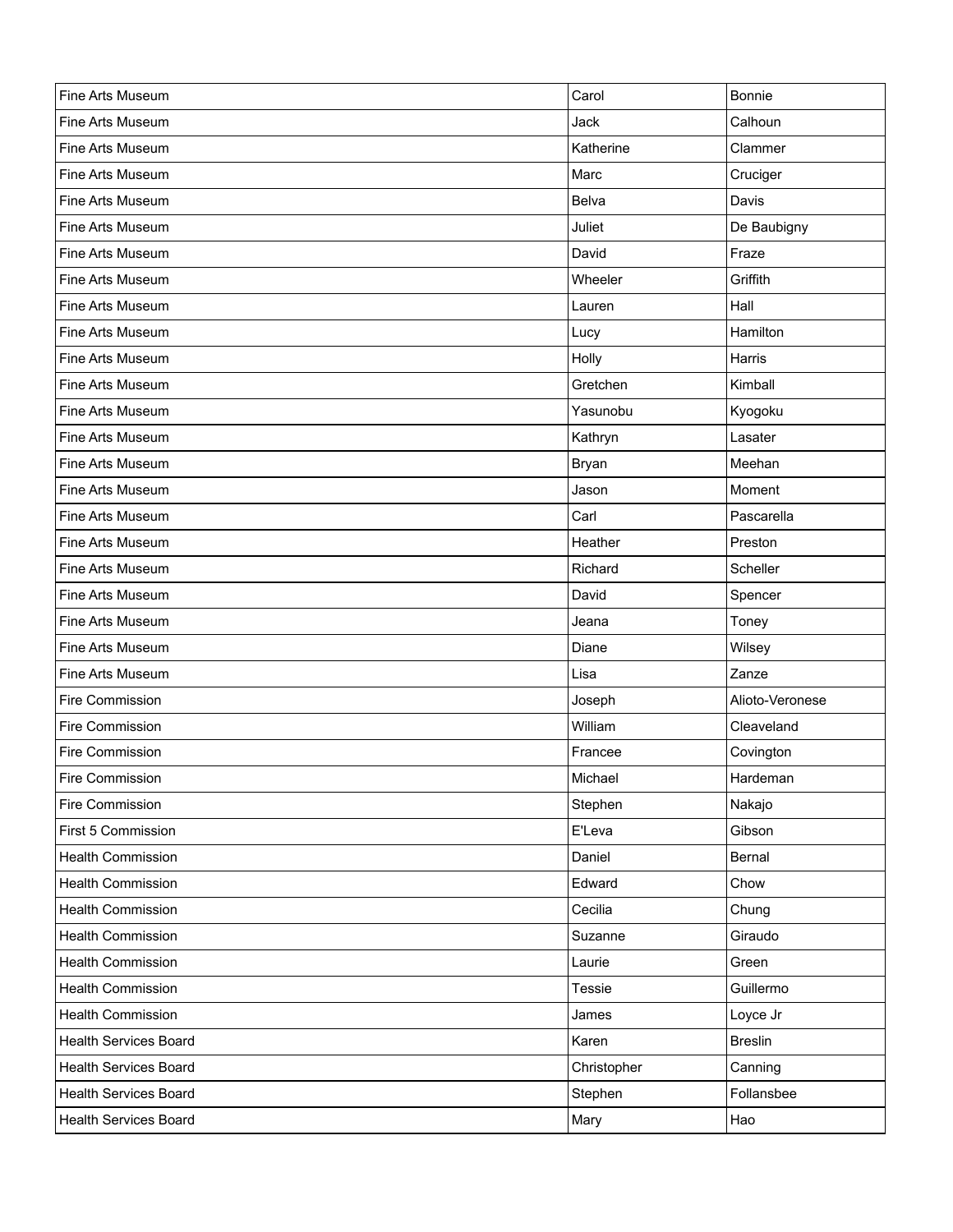| | | |
|---|---|---|
| Fine Arts Museum | Carol | Bonnie |
| Fine Arts Museum | Jack | Calhoun |
| Fine Arts Museum | Katherine | Clammer |
| Fine Arts Museum | Marc | Cruciger |
| Fine Arts Museum | Belva | Davis |
| Fine Arts Museum | Juliet | De Baubigny |
| Fine Arts Museum | David | Fraze |
| Fine Arts Museum | Wheeler | Griffith |
| Fine Arts Museum | Lauren | Hall |
| Fine Arts Museum | Lucy | Hamilton |
| Fine Arts Museum | Holly | Harris |
| Fine Arts Museum | Gretchen | Kimball |
| Fine Arts Museum | Yasunobu | Kyogoku |
| Fine Arts Museum | Kathryn | Lasater |
| Fine Arts Museum | Bryan | Meehan |
| Fine Arts Museum | Jason | Moment |
| Fine Arts Museum | Carl | Pascarella |
| Fine Arts Museum | Heather | Preston |
| Fine Arts Museum | Richard | Scheller |
| Fine Arts Museum | David | Spencer |
| Fine Arts Museum | Jeana | Toney |
| Fine Arts Museum | Diane | Wilsey |
| Fine Arts Museum | Lisa | Zanze |
| Fire Commission | Joseph | Alioto-Veronese |
| Fire Commission | William | Cleaveland |
| Fire Commission | Francee | Covington |
| Fire Commission | Michael | Hardeman |
| Fire Commission | Stephen | Nakajo |
| First 5 Commission | E'Leva | Gibson |
| Health Commission | Daniel | Bernal |
| Health Commission | Edward | Chow |
| Health Commission | Cecilia | Chung |
| Health Commission | Suzanne | Giraudo |
| Health Commission | Laurie | Green |
| Health Commission | Tessie | Guillermo |
| Health Commission | James | Loyce Jr |
| Health Services Board | Karen | Breslin |
| Health Services Board | Christopher | Canning |
| Health Services Board | Stephen | Follansbee |
| Health Services Board | Mary | Hao |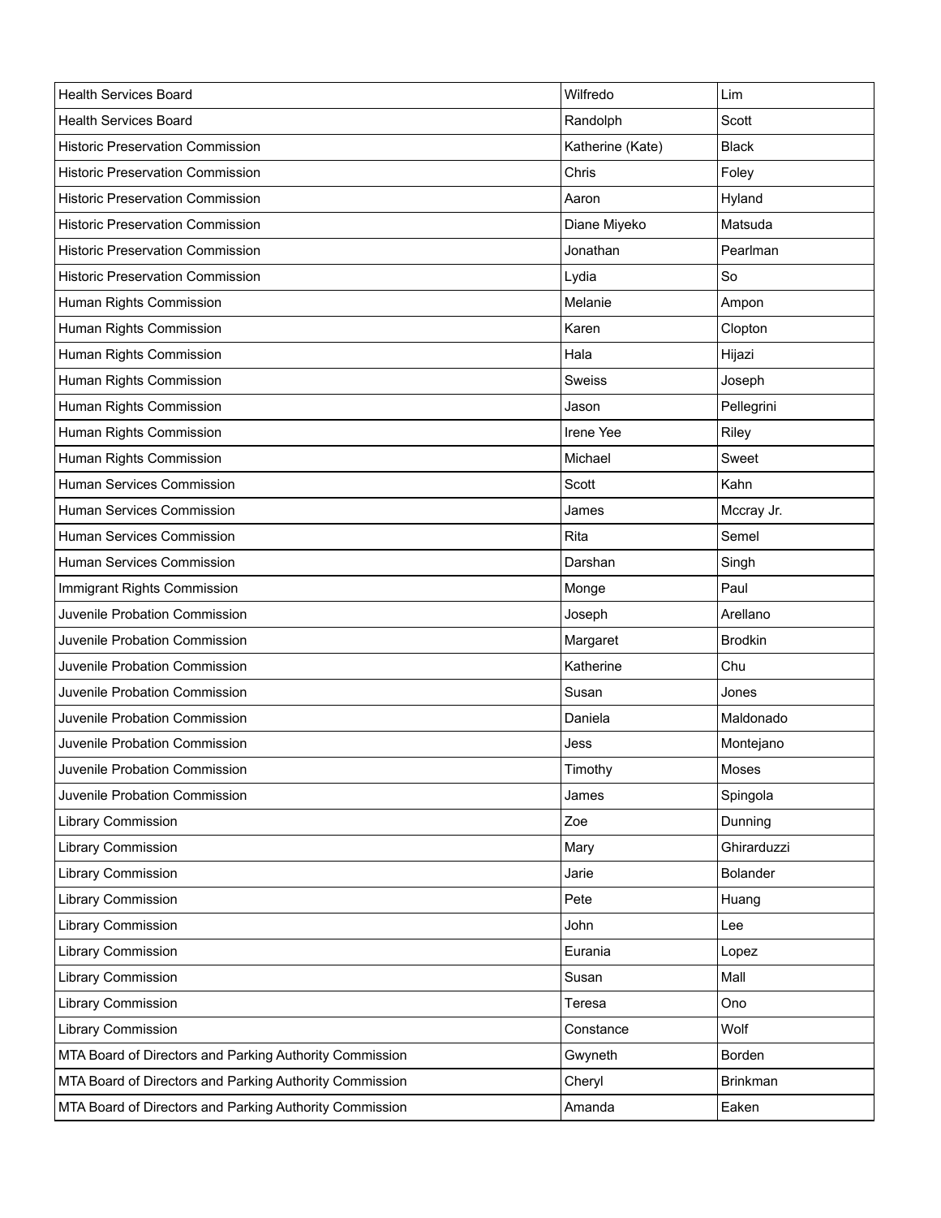| Health Services Board | Wilfredo | Lim |
|---|---|---|
| Health Services Board | Randolph | Scott |
| Historic Preservation Commission | Katherine (Kate) | Black |
| Historic Preservation Commission | Chris | Foley |
| Historic Preservation Commission | Aaron | Hyland |
| Historic Preservation Commission | Diane Miyeko | Matsuda |
| Historic Preservation Commission | Jonathan | Pearlman |
| Historic Preservation Commission | Lydia | So |
| Human Rights Commission | Melanie | Ampon |
| Human Rights Commission | Karen | Clopton |
| Human Rights Commission | Hala | Hijazi |
| Human Rights Commission | Sweiss | Joseph |
| Human Rights Commission | Jason | Pellegrini |
| Human Rights Commission | Irene Yee | Riley |
| Human Rights Commission | Michael | Sweet |
| Human Services Commission | Scott | Kahn |
| Human Services Commission | James | Mccray Jr. |
| Human Services Commission | Rita | Semel |
| Human Services Commission | Darshan | Singh |
| Immigrant Rights Commission | Monge | Paul |
| Juvenile Probation Commission | Joseph | Arellano |
| Juvenile Probation Commission | Margaret | Brodkin |
| Juvenile Probation Commission | Katherine | Chu |
| Juvenile Probation Commission | Susan | Jones |
| Juvenile Probation Commission | Daniela | Maldonado |
| Juvenile Probation Commission | Jess | Montejano |
| Juvenile Probation Commission | Timothy | Moses |
| Juvenile Probation Commission | James | Spingola |
| Library Commission | Zoe | Dunning |
| Library Commission | Mary | Ghirarduzzi |
| Library Commission | Jarie | Bolander |
| Library Commission | Pete | Huang |
| Library Commission | John | Lee |
| Library Commission | Eurania | Lopez |
| Library Commission | Susan | Mall |
| Library Commission | Teresa | Ono |
| Library Commission | Constance | Wolf |
| MTA Board of Directors and Parking Authority Commission | Gwyneth | Borden |
| MTA Board of Directors and Parking Authority Commission | Cheryl | Brinkman |
| MTA Board of Directors and Parking Authority Commission | Amanda | Eaken |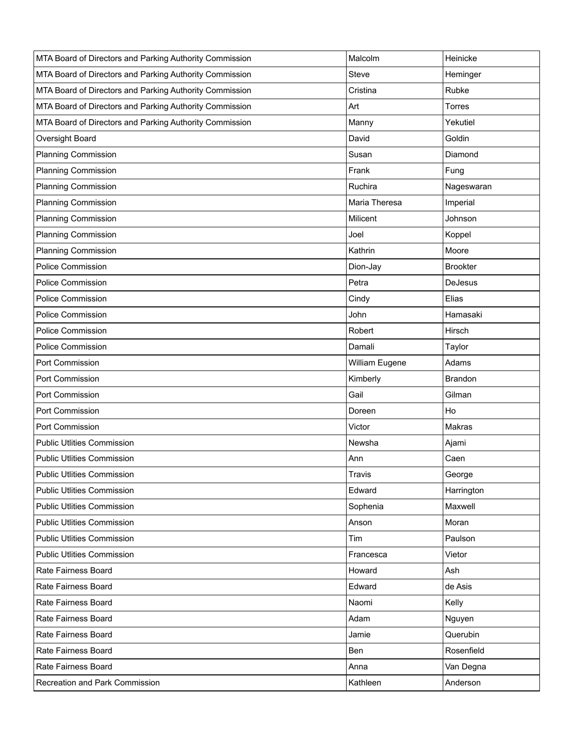| | | |
|---|---|---|
| MTA Board of Directors and Parking Authority Commission | Malcolm | Heinicke |
| MTA Board of Directors and Parking Authority Commission | Steve | Heminger |
| MTA Board of Directors and Parking Authority Commission | Cristina | Rubke |
| MTA Board of Directors and Parking Authority Commission | Art | Torres |
| MTA Board of Directors and Parking Authority Commission | Manny | Yekutiel |
| Oversight Board | David | Goldin |
| Planning Commission | Susan | Diamond |
| Planning Commission | Frank | Fung |
| Planning Commission | Ruchira | Nageswaran |
| Planning Commission | Maria Theresa | Imperial |
| Planning Commission | Milicent | Johnson |
| Planning Commission | Joel | Koppel |
| Planning Commission | Kathrin | Moore |
| Police Commission | Dion-Jay | Brookter |
| Police Commission | Petra | DeJesus |
| Police Commission | Cindy | Elias |
| Police Commission | John | Hamasaki |
| Police Commission | Robert | Hirsch |
| Police Commission | Damali | Taylor |
| Port Commission | William Eugene | Adams |
| Port Commission | Kimberly | Brandon |
| Port Commission | Gail | Gilman |
| Port Commission | Doreen | Ho |
| Port Commission | Victor | Makras |
| Public Utlities Commission | Newsha | Ajami |
| Public Utlities Commission | Ann | Caen |
| Public Utlities Commission | Travis | George |
| Public Utlities Commission | Edward | Harrington |
| Public Utlities Commission | Sophenia | Maxwell |
| Public Utlities Commission | Anson | Moran |
| Public Utlities Commission | Tim | Paulson |
| Public Utlities Commission | Francesca | Vietor |
| Rate Fairness Board | Howard | Ash |
| Rate Fairness Board | Edward | de Asis |
| Rate Fairness Board | Naomi | Kelly |
| Rate Fairness Board | Adam | Nguyen |
| Rate Fairness Board | Jamie | Querubin |
| Rate Fairness Board | Ben | Rosenfield |
| Rate Fairness Board | Anna | Van Degna |
| Recreation and Park Commission | Kathleen | Anderson |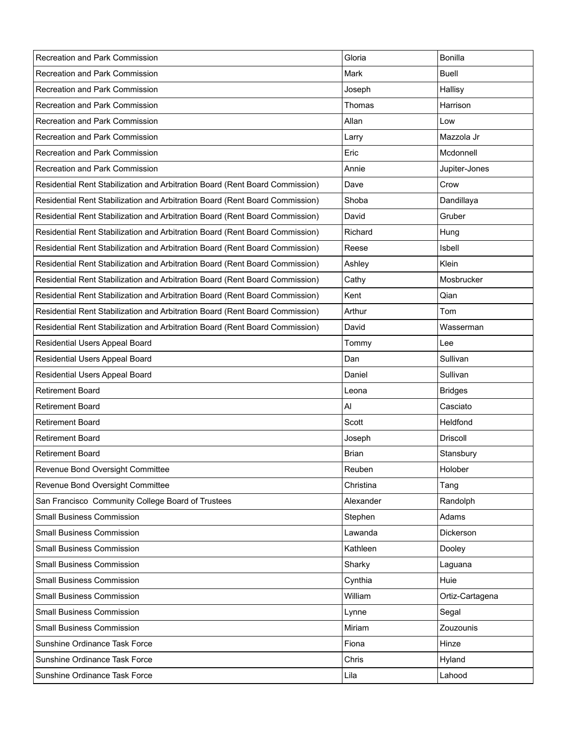| | | |
|---|---|---|
| Recreation and Park Commission | Gloria | Bonilla |
| Recreation and Park Commission | Mark | Buell |
| Recreation and Park Commission | Joseph | Hallisy |
| Recreation and Park Commission | Thomas | Harrison |
| Recreation and Park Commission | Allan | Low |
| Recreation and Park Commission | Larry | Mazzola Jr |
| Recreation and Park Commission | Eric | Mcdonnell |
| Recreation and Park Commission | Annie | Jupiter-Jones |
| Residential Rent Stabilization and Arbitration Board (Rent Board Commission) | Dave | Crow |
| Residential Rent Stabilization and Arbitration Board (Rent Board Commission) | Shoba | Dandillaya |
| Residential Rent Stabilization and Arbitration Board (Rent Board Commission) | David | Gruber |
| Residential Rent Stabilization and Arbitration Board (Rent Board Commission) | Richard | Hung |
| Residential Rent Stabilization and Arbitration Board (Rent Board Commission) | Reese | Isbell |
| Residential Rent Stabilization and Arbitration Board (Rent Board Commission) | Ashley | Klein |
| Residential Rent Stabilization and Arbitration Board (Rent Board Commission) | Cathy | Mosbrucker |
| Residential Rent Stabilization and Arbitration Board (Rent Board Commission) | Kent | Qian |
| Residential Rent Stabilization and Arbitration Board (Rent Board Commission) | Arthur | Tom |
| Residential Rent Stabilization and Arbitration Board (Rent Board Commission) | David | Wasserman |
| Residential Users Appeal Board | Tommy | Lee |
| Residential Users Appeal Board | Dan | Sullivan |
| Residential Users Appeal Board | Daniel | Sullivan |
| Retirement Board | Leona | Bridges |
| Retirement Board | Al | Casciato |
| Retirement Board | Scott | Heldfond |
| Retirement Board | Joseph | Driscoll |
| Retirement Board | Brian | Stansbury |
| Revenue Bond Oversight Committee | Reuben | Holober |
| Revenue Bond Oversight Committee | Christina | Tang |
| San Francisco Community College Board of Trustees | Alexander | Randolph |
| Small Business Commission | Stephen | Adams |
| Small Business Commission | Lawanda | Dickerson |
| Small Business Commission | Kathleen | Dooley |
| Small Business Commission | Sharky | Laguana |
| Small Business Commission | Cynthia | Huie |
| Small Business Commission | William | Ortiz-Cartagena |
| Small Business Commission | Lynne | Segal |
| Small Business Commission | Miriam | Zouzounis |
| Sunshine Ordinance Task Force | Fiona | Hinze |
| Sunshine Ordinance Task Force | Chris | Hyland |
| Sunshine Ordinance Task Force | Lila | Lahood |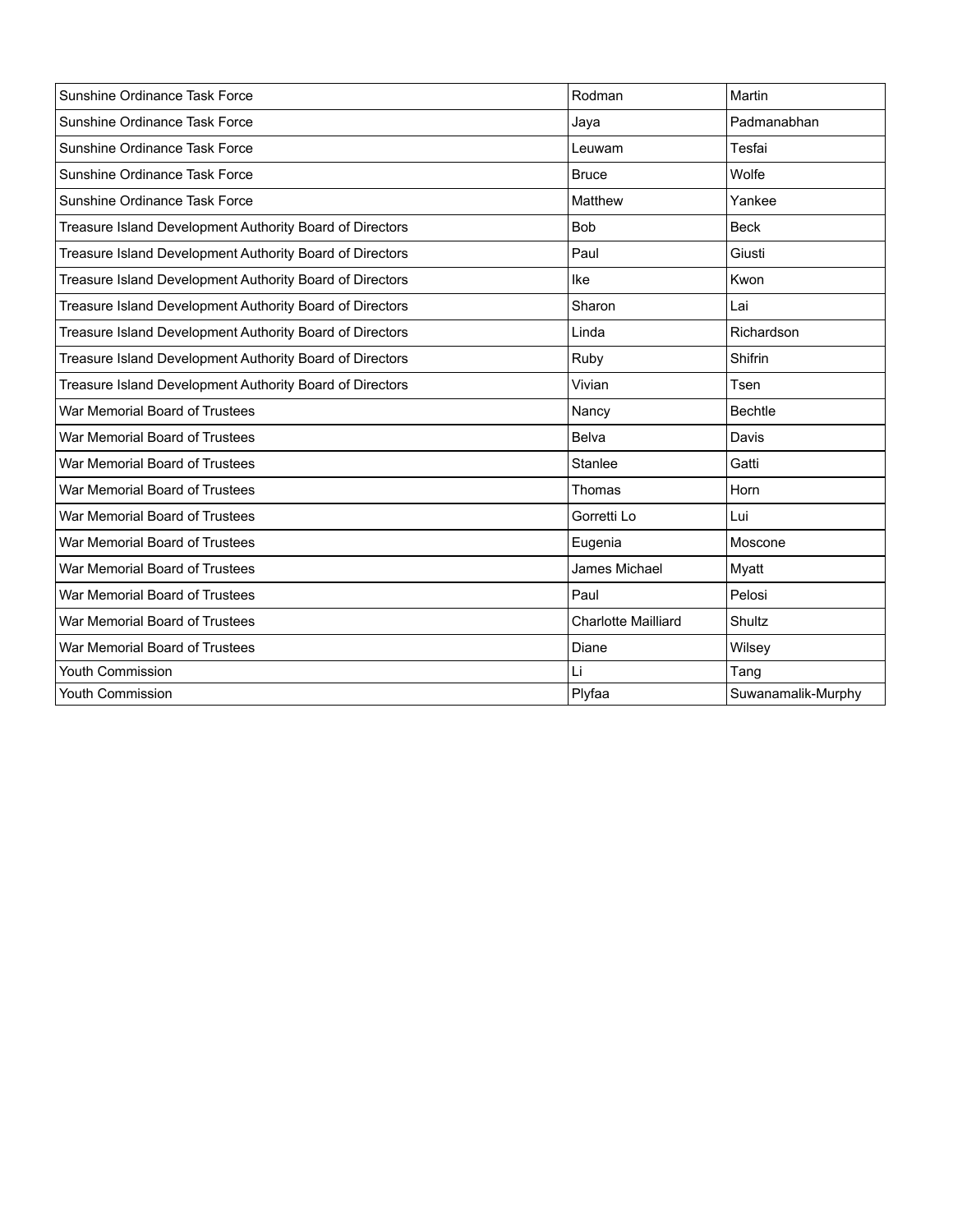| | | |
|---|---|---|
| Sunshine Ordinance Task Force | Rodman | Martin |
| Sunshine Ordinance Task Force | Jaya | Padmanabhan |
| Sunshine Ordinance Task Force | Leuwam | Tesfai |
| Sunshine Ordinance Task Force | Bruce | Wolfe |
| Sunshine Ordinance Task Force | Matthew | Yankee |
| Treasure Island Development Authority Board of Directors | Bob | Beck |
| Treasure Island Development Authority Board of Directors | Paul | Giusti |
| Treasure Island Development Authority Board of Directors | Ike | Kwon |
| Treasure Island Development Authority Board of Directors | Sharon | Lai |
| Treasure Island Development Authority Board of Directors | Linda | Richardson |
| Treasure Island Development Authority Board of Directors | Ruby | Shifrin |
| Treasure Island Development Authority Board of Directors | Vivian | Tsen |
| War Memorial Board of Trustees | Nancy | Bechtle |
| War Memorial Board of Trustees | Belva | Davis |
| War Memorial Board of Trustees | Stanlee | Gatti |
| War Memorial Board of Trustees | Thomas | Horn |
| War Memorial Board of Trustees | Gorretti Lo | Lui |
| War Memorial Board of Trustees | Eugenia | Moscone |
| War Memorial Board of Trustees | James Michael | Myatt |
| War Memorial Board of Trustees | Paul | Pelosi |
| War Memorial Board of Trustees | Charlotte Mailliard | Shultz |
| War Memorial Board of Trustees | Diane | Wilsey |
| Youth Commission | Li | Tang |
| Youth Commission | Plyfaa | Suwanamalik-Murphy |